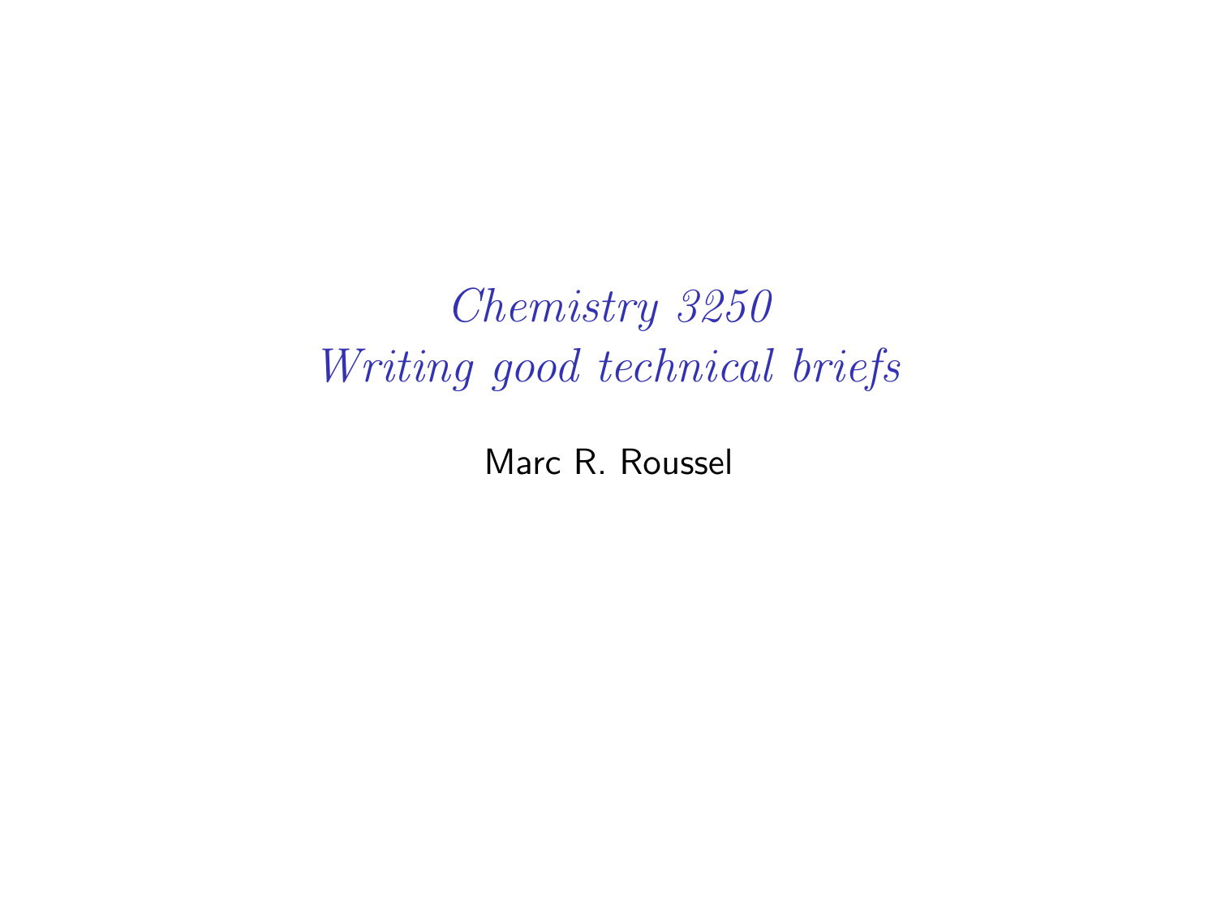# *Chemistry 3250*
# *Writing good technical briefs*

Marc R. Roussel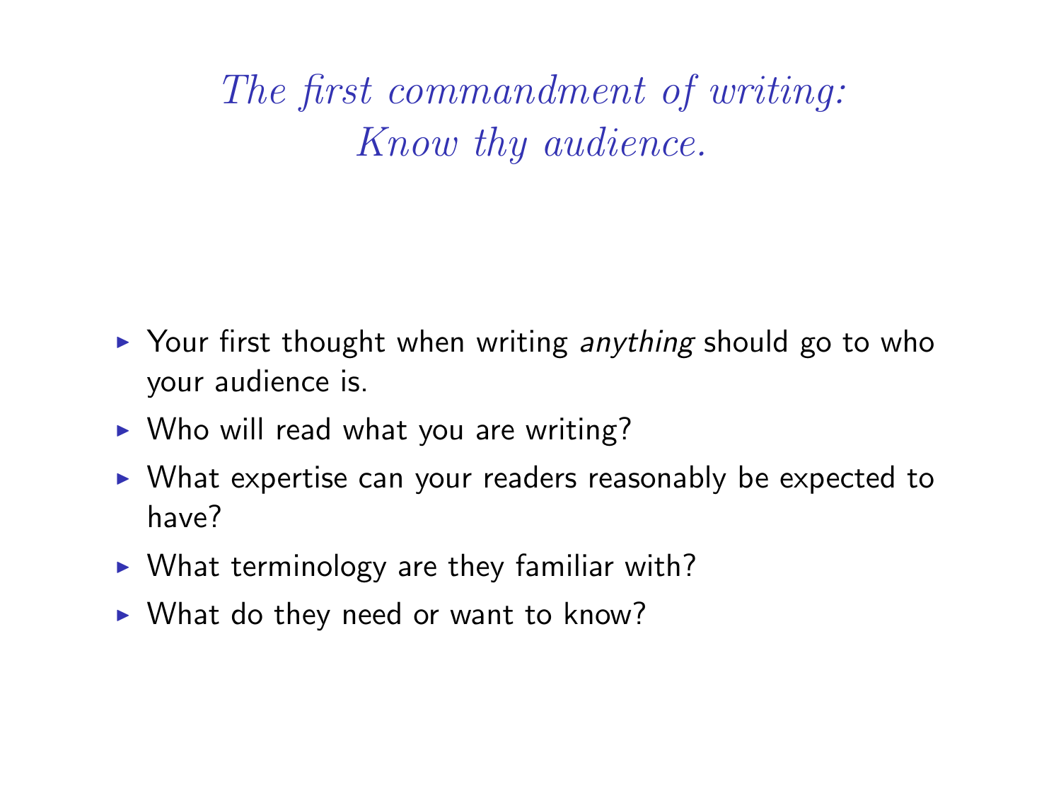# *The first commandment of writing: Know thy audience.*

- Your first thought when writing *anything* should go to who your audience is.
- Who will read what you are writing?
- What expertise can your readers reasonably be expected to have?
- What terminology are they familiar with?
- What do they need or want to know?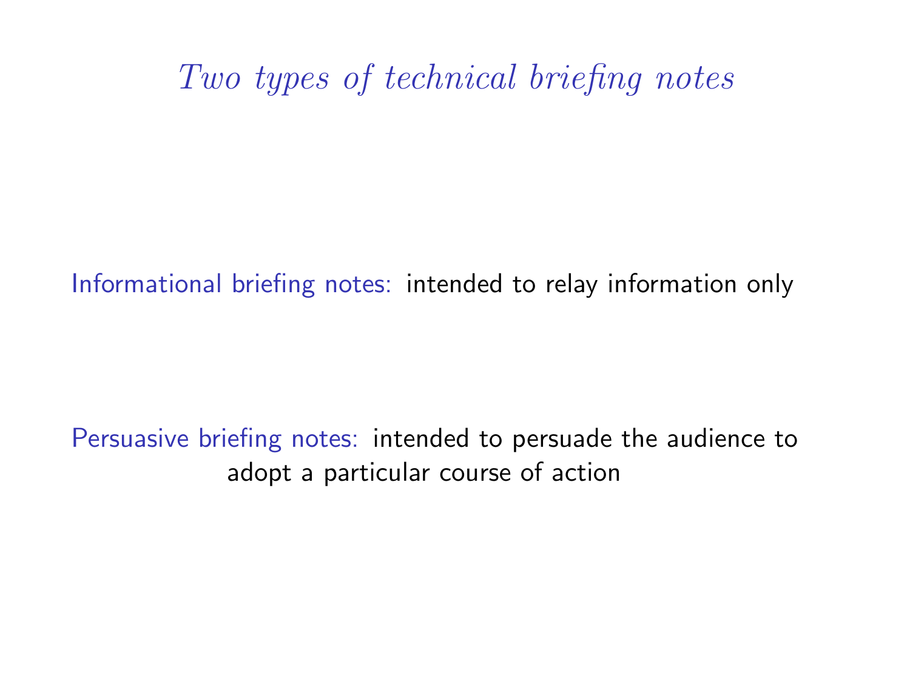# *Two types of technical briefing notes*

**Informational briefing notes:** intended to relay information only

**Persuasive briefing notes:** intended to persuade the audience to adopt a particular course of action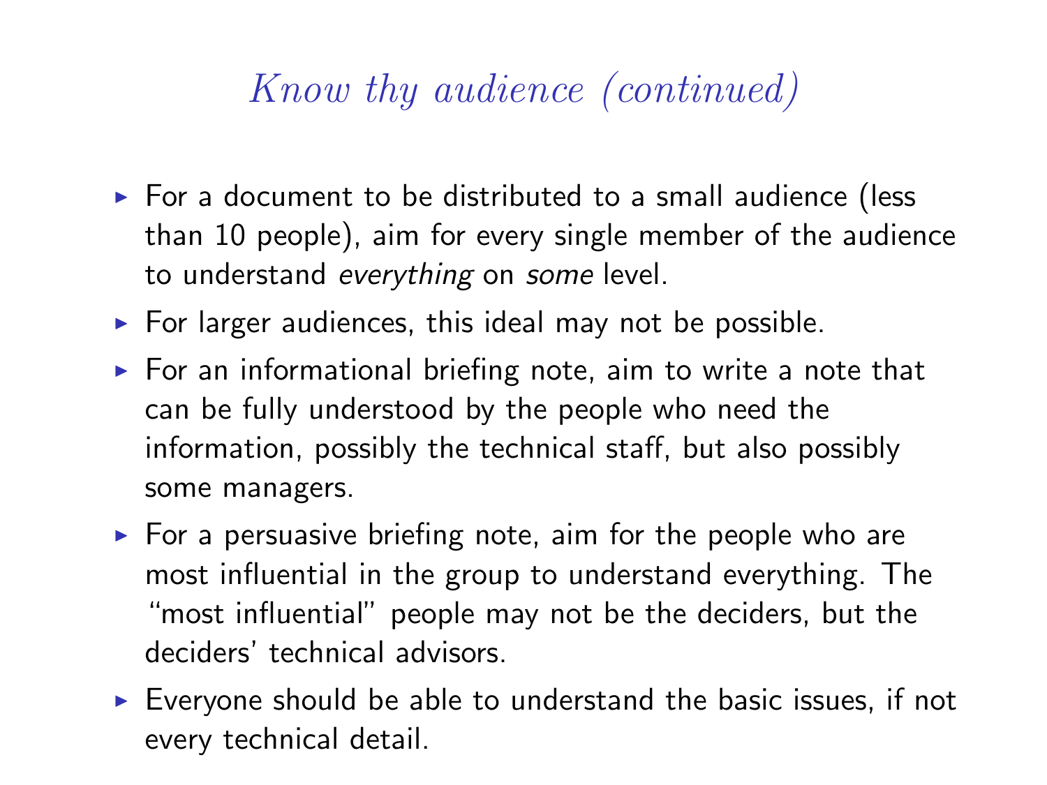# *Know thy audience (continued)*

- For a document to be distributed to a small audience (less than 10 people), aim for every single member of the audience to understand *everything* on *some* level.
- For larger audiences, this ideal may not be possible.
- For an informational briefing note, aim to write a note that can be fully understood by the people who need the information, possibly the technical staff, but also possibly some managers.
- For a persuasive briefing note, aim for the people who are most influential in the group to understand everything. The "most influential" people may not be the deciders, but the deciders' technical advisors.
- Everyone should be able to understand the basic issues, if not every technical detail.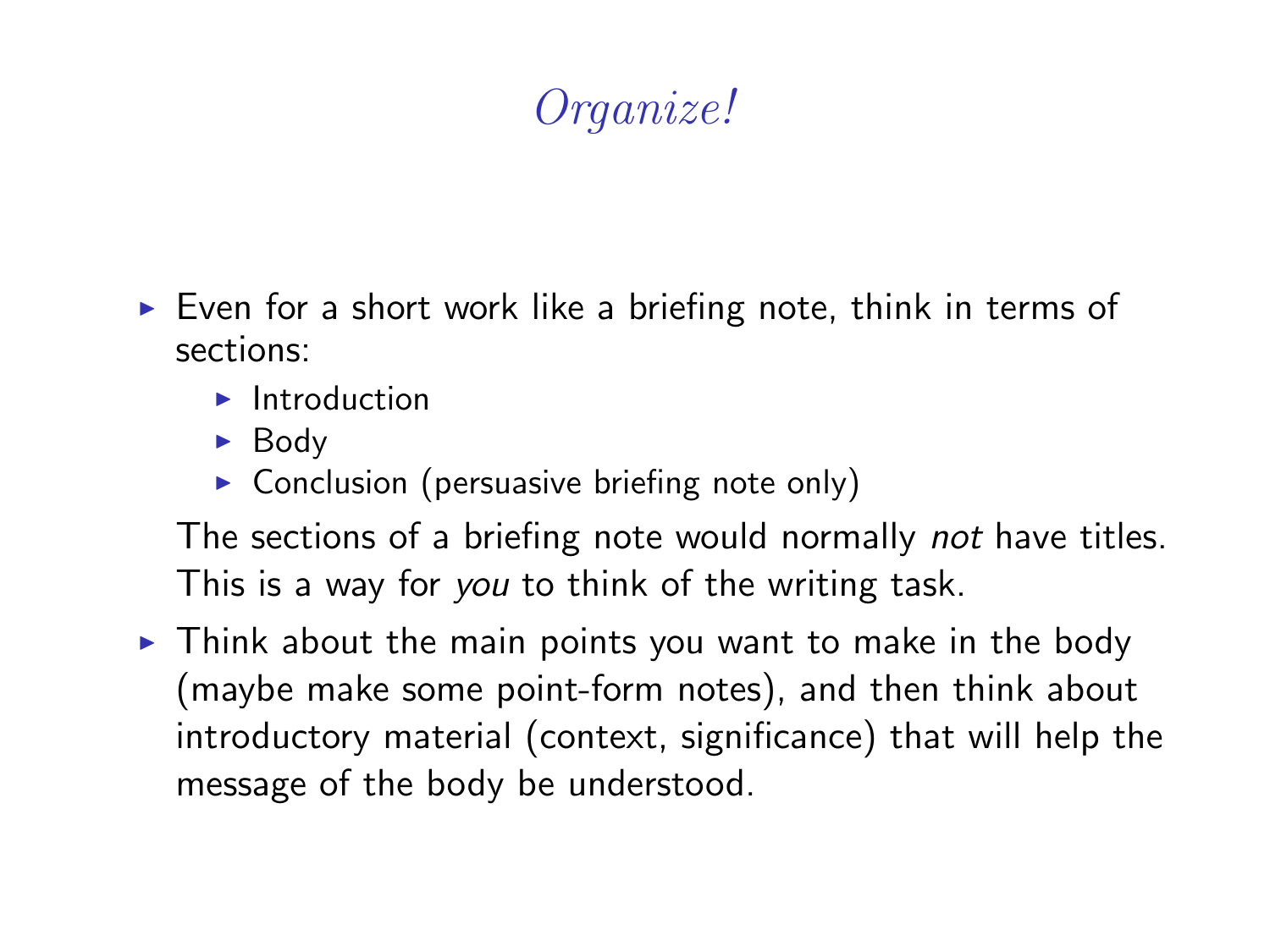# *Organize!*

- Even for a short work like a briefing note, think in terms of sections:
  - Introduction
  - Body
  - Conclusion (persuasive briefing note only)

  The sections of a briefing note would normally *not* have titles. This is a way for *you* to think of the writing task.

- Think about the main points you want to make in the body (maybe make some point-form notes), and then think about introductory material (context, significance) that will help the message of the body be understood.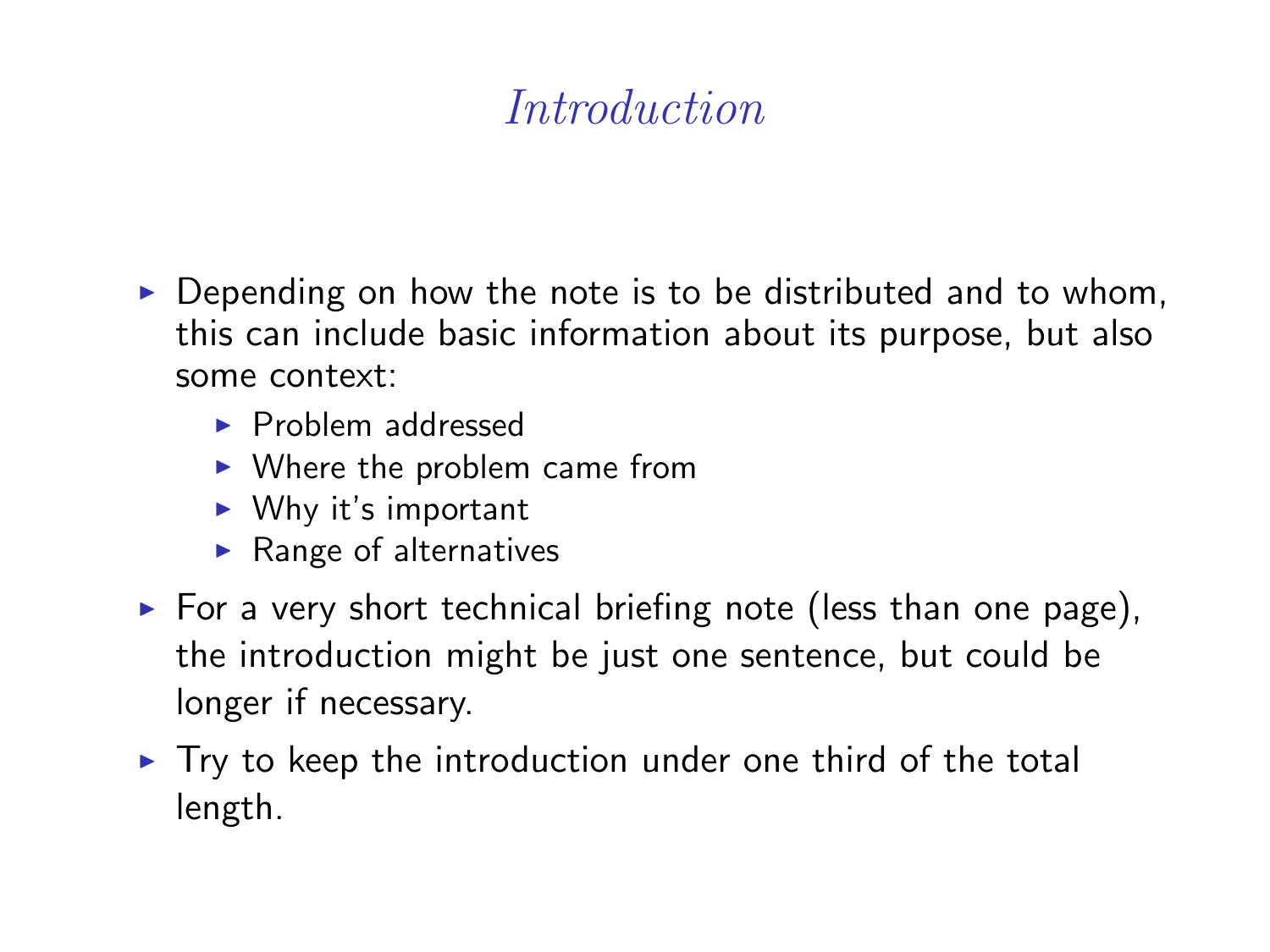# *Introduction*

- Depending on how the note is to be distributed and to whom, this can include basic information about its purpose, but also some context:
  - Problem addressed
  - Where the problem came from
  - Why it's important
  - Range of alternatives
- For a very short technical briefing note (less than one page), the introduction might be just one sentence, but could be longer if necessary.
- Try to keep the introduction under one third of the total length.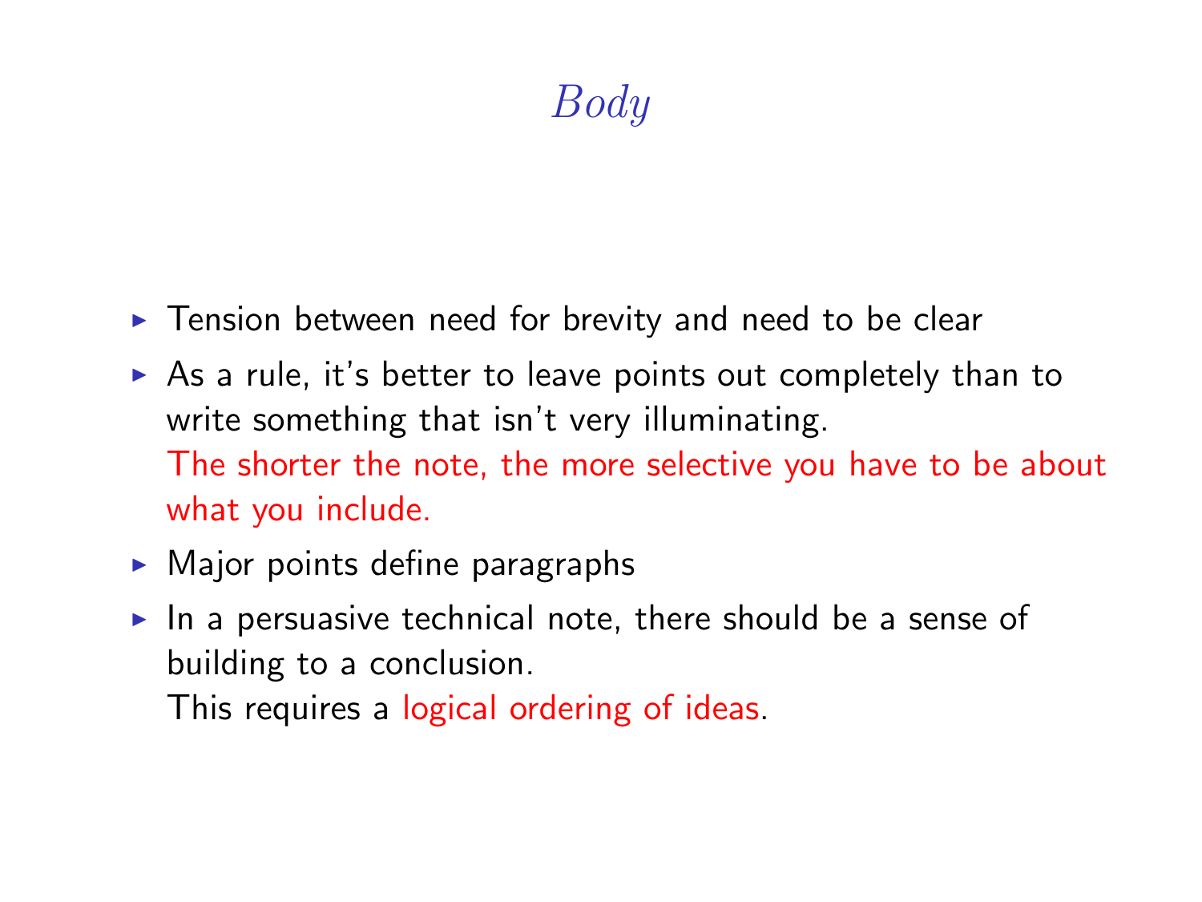# *Body*

- Tension between need for brevity and need to be clear
- As a rule, it's better to leave points out completely than to write something that isn't very illuminating.
  The shorter the note, the more selective you have to be about what you include.
- Major points define paragraphs
- In a persuasive technical note, there should be a sense of building to a conclusion.
  This requires a logical ordering of ideas.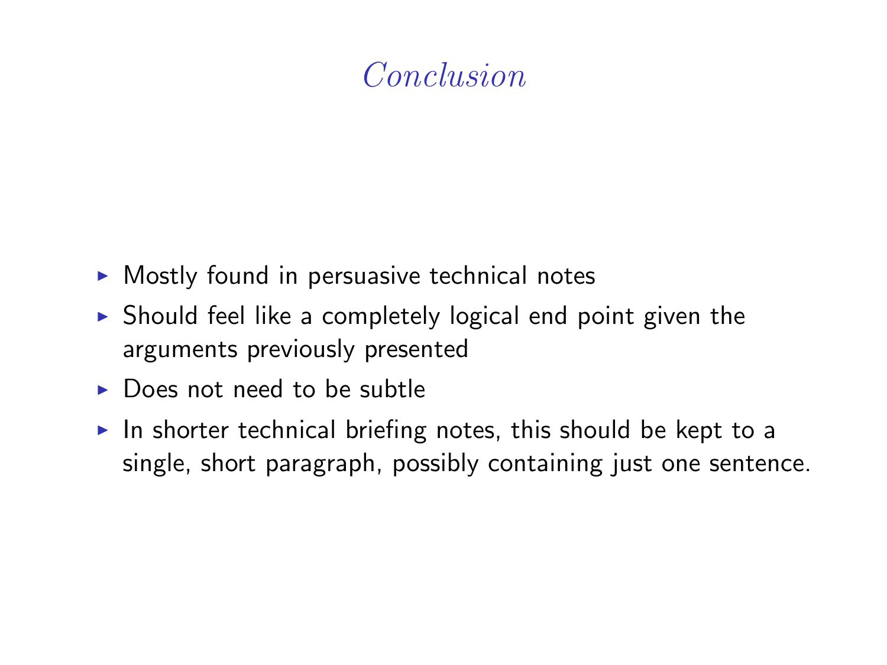# *Conclusion*

- Mostly found in persuasive technical notes
- Should feel like a completely logical end point given the arguments previously presented
- Does not need to be subtle
- In shorter technical briefing notes, this should be kept to a single, short paragraph, possibly containing just one sentence.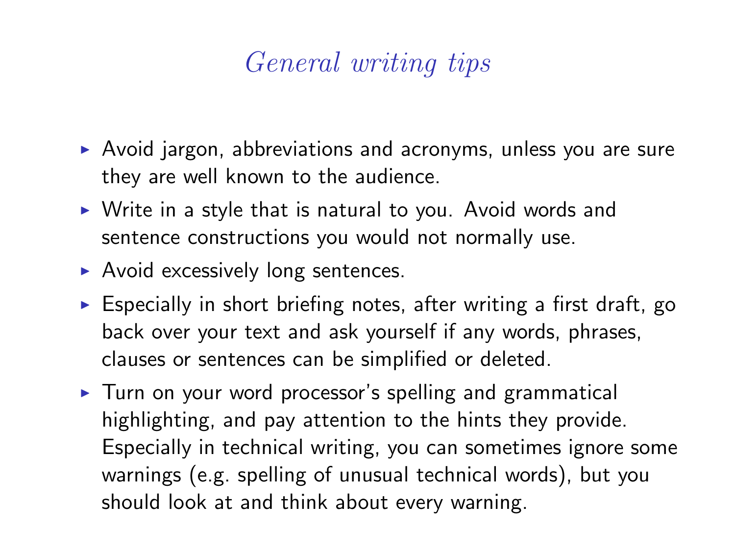# *General writing tips*

- Avoid jargon, abbreviations and acronyms, unless you are sure they are well known to the audience.
- Write in a style that is natural to you. Avoid words and sentence constructions you would not normally use.
- Avoid excessively long sentences.
- Especially in short briefing notes, after writing a first draft, go back over your text and ask yourself if any words, phrases, clauses or sentences can be simplified or deleted.
- Turn on your word processor's spelling and grammatical highlighting, and pay attention to the hints they provide. Especially in technical writing, you can sometimes ignore some warnings (e.g. spelling of unusual technical words), but you should look at and think about every warning.